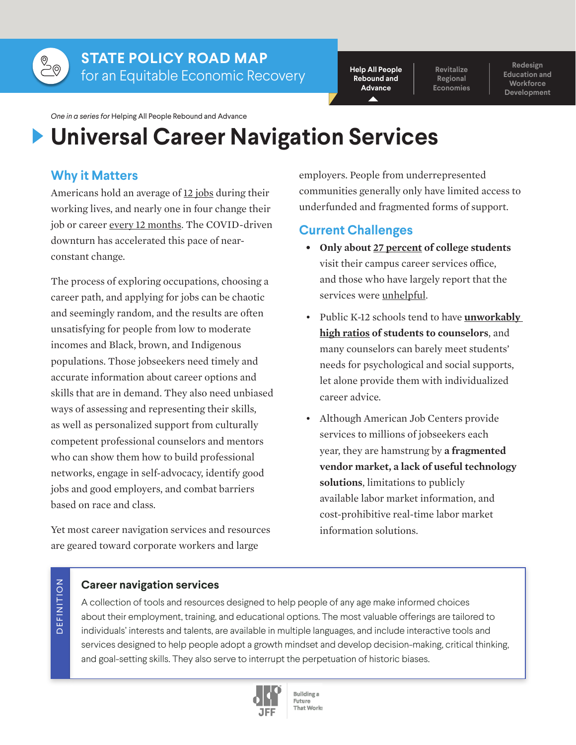# STATE POLICY ROAD MAP for an Equitable Economic Recovery

Help All People Rebound and Advance | Revitalize Regional Economies | Redesign Education and Workforce Development

*One in a series for* Helping All People Rebound and Advance

# Universal Career Navigation Services

## Why it Matters

Americans hold an average of 12 jobs during their working lives, and nearly one in four change their job or career every 12 months. The COVID-driven downturn has accelerated this pace of near-constant change.

The process of exploring occupations, choosing a career path, and applying for jobs can be chaotic and seemingly random, and the results are often unsatisfying for people from low to moderate incomes and Black, brown, and Indigenous populations. Those jobseekers need timely and accurate information about career options and skills that are in demand. They also need unbiased ways of assessing and representing their skills, as well as personalized support from culturally competent professional counselors and mentors who can show them how to build professional networks, engage in self-advocacy, identify good jobs and good employers, and combat barriers based on race and class.

Yet most career navigation services and resources are geared toward corporate workers and large employers. People from underrepresented communities generally only have limited access to underfunded and fragmented forms of support.

## Current Challenges

- **Only about 27 percent of college students** visit their campus career services office, and those who have largely report that the services were unhelpful.
- Public K-12 schools tend to have **unworkably high ratios of students to counselors**, and many counselors can barely meet students' needs for psychological and social supports, let alone provide them with individualized career advice.
- Although American Job Centers provide services to millions of jobseekers each year, they are hamstrung by **a fragmented vendor market, a lack of useful technology solutions**, limitations to publicly available labor market information, and cost-prohibitive real-time labor market information solutions.

> DEFINITION
>
> ### Career navigation services
>
> A collection of tools and resources designed to help people of any age make informed choices about their employment, training, and educational options. The most valuable offerings are tailored to individuals' interests and talents, are available in multiple languages, and include interactive tools and services designed to help people adopt a growth mindset and develop decision-making, critical thinking, and goal-setting skills. They also serve to interrupt the perpetuation of historic biases.

JFF | Building a Future That Works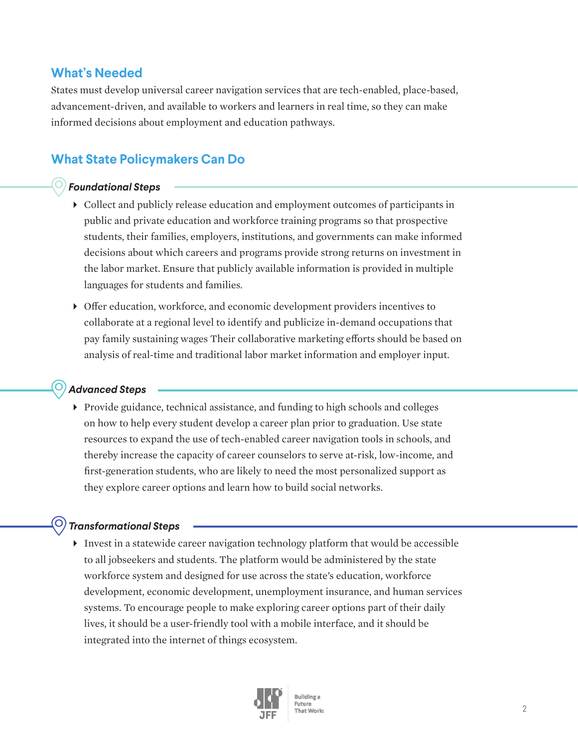## What's Needed

States must develop universal career navigation services that are tech-enabled, place-based, advancement-driven, and available to workers and learners in real time, so they can make informed decisions about employment and education pathways.

## What State Policymakers Can Do

### *Foundational Steps*

- Collect and publicly release education and employment outcomes of participants in public and private education and workforce training programs so that prospective students, their families, employers, institutions, and governments can make informed decisions about which careers and programs provide strong returns on investment in the labor market. Ensure that publicly available information is provided in multiple languages for students and families.
- Offer education, workforce, and economic development providers incentives to collaborate at a regional level to identify and publicize in-demand occupations that pay family sustaining wages Their collaborative marketing efforts should be based on analysis of real-time and traditional labor market information and employer input.

### *Advanced Steps*

- Provide guidance, technical assistance, and funding to high schools and colleges on how to help every student develop a career plan prior to graduation. Use state resources to expand the use of tech-enabled career navigation tools in schools, and thereby increase the capacity of career counselors to serve at-risk, low-income, and first-generation students, who are likely to need the most personalized support as they explore career options and learn how to build social networks.

### *Transformational Steps*

- Invest in a statewide career navigation technology platform that would be accessible to all jobseekers and students. The platform would be administered by the state workforce system and designed for use across the state's education, workforce development, economic development, unemployment insurance, and human services systems. To encourage people to make exploring career options part of their daily lives, it should be a user-friendly tool with a mobile interface, and it should be integrated into the internet of things ecosystem.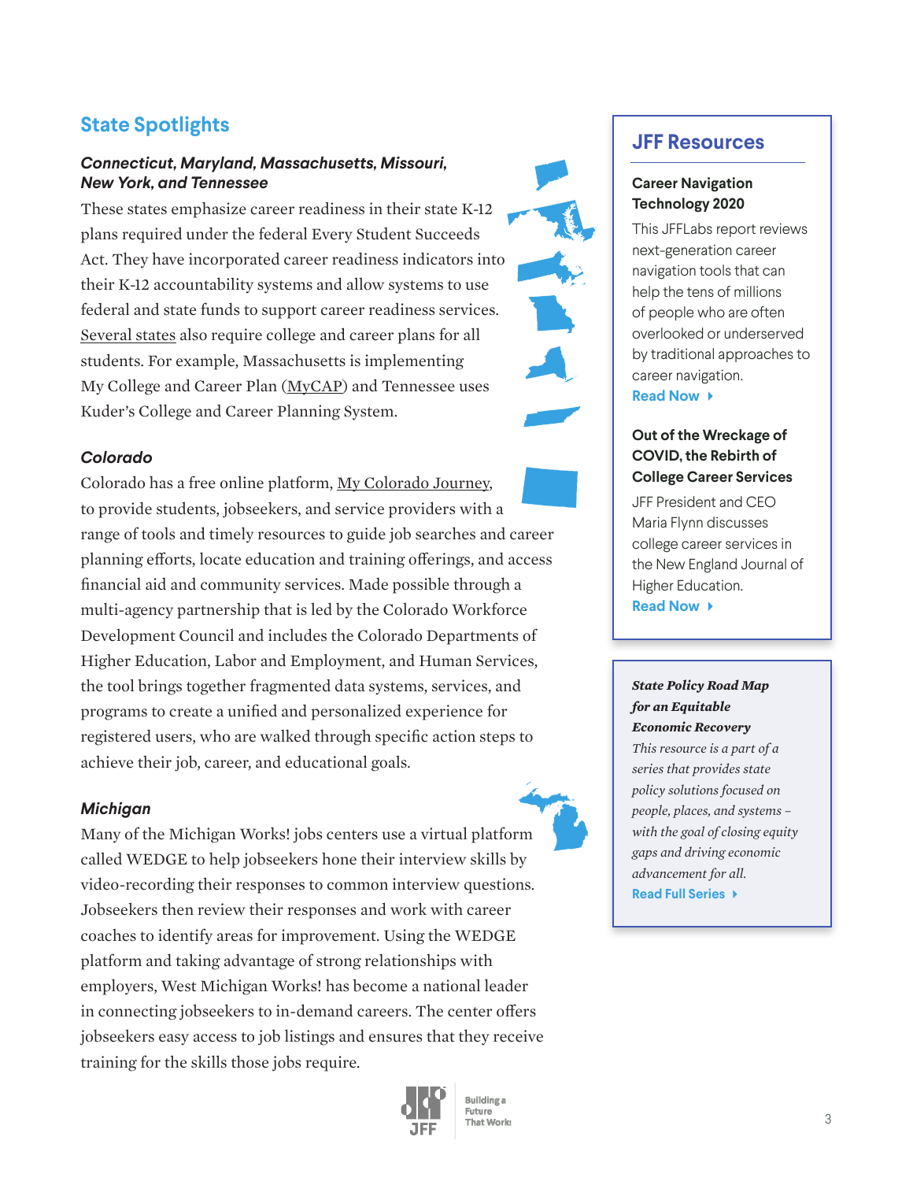## State Spotlights

### *Connecticut, Maryland, Massachusetts, Missouri, New York, and Tennessee*

These states emphasize career readiness in their state K-12 plans required under the federal Every Student Succeeds Act. They have incorporated career readiness indicators into their K-12 accountability systems and allow systems to use federal and state funds to support career readiness services. Several states also require college and career plans for all students. For example, Massachusetts is implementing My College and Career Plan (MyCAP) and Tennessee uses Kuder's College and Career Planning System.

### *Colorado*

Colorado has a free online platform, My Colorado Journey, to provide students, jobseekers, and service providers with a range of tools and timely resources to guide job searches and career planning efforts, locate education and training offerings, and access financial aid and community services. Made possible through a multi-agency partnership that is led by the Colorado Workforce Development Council and includes the Colorado Departments of Higher Education, Labor and Employment, and Human Services, the tool brings together fragmented data systems, services, and programs to create a unified and personalized experience for registered users, who are walked through specific action steps to achieve their job, career, and educational goals.

### *Michigan*

Many of the Michigan Works! jobs centers use a virtual platform called WEDGE to help jobseekers hone their interview skills by video-recording their responses to common interview questions. Jobseekers then review their responses and work with career coaches to identify areas for improvement. Using the WEDGE platform and taking advantage of strong relationships with employers, West Michigan Works! has become a national leader in connecting jobseekers to in-demand careers. The center offers jobseekers easy access to job listings and ensures that they receive training for the skills those jobs require.

## JFF Resources

**Career Navigation Technology 2020**

This JFFLabs report reviews next-generation career navigation tools that can help the tens of millions of people who are often overlooked or underserved by traditional approaches to career navigation.

**Read Now**

**Out of the Wreckage of COVID, the Rebirth of College Career Services**

JFF President and CEO Maria Flynn discusses college career services in the New England Journal of Higher Education.

**Read Now**

***State Policy Road Map for an Equitable Economic Recovery***

*This resource is a part of a series that provides state policy solutions focused on people, places, and systems – with the goal of closing equity gaps and driving economic advancement for all.*

**Read Full Series**

JFF Building a Future That Works